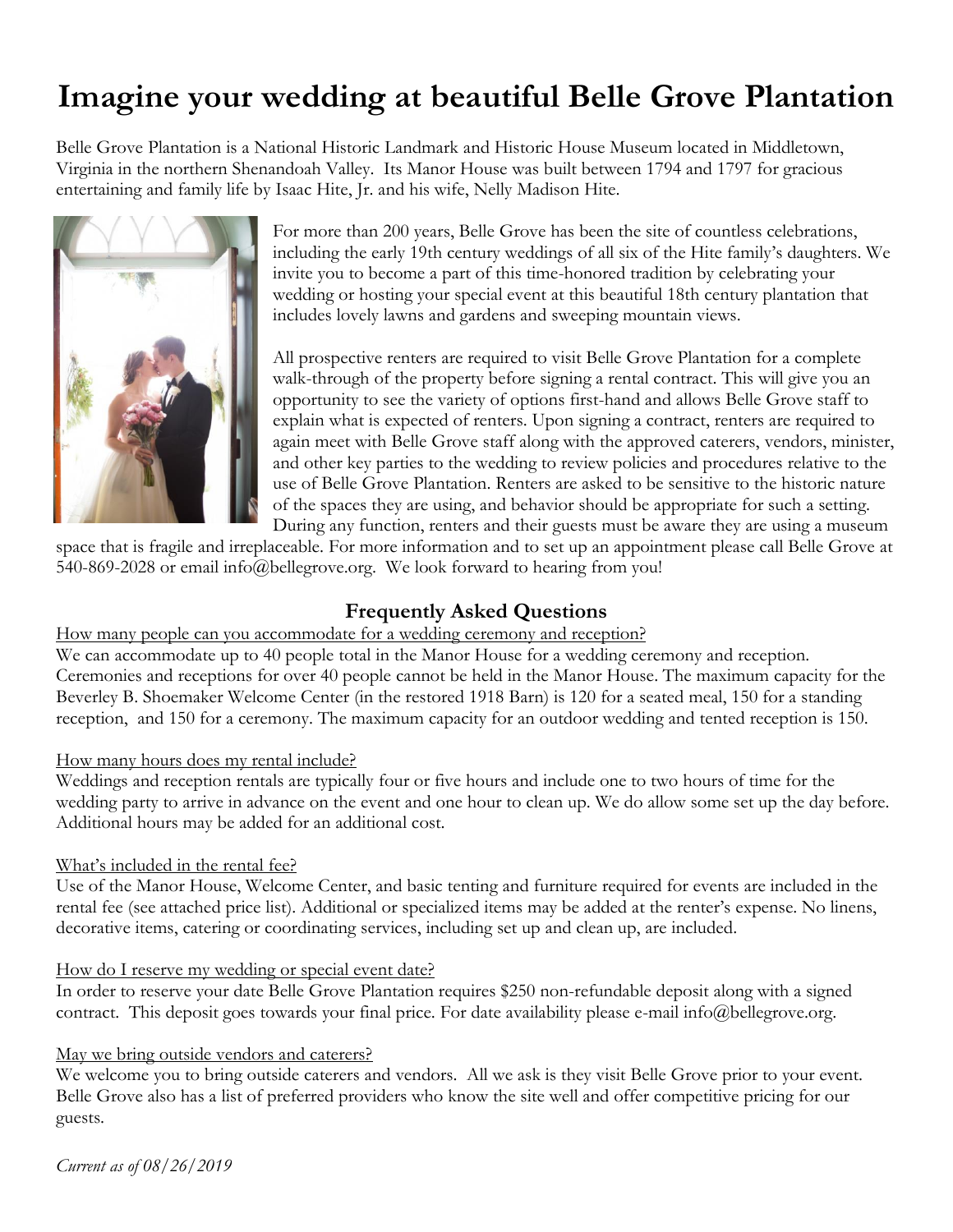# Imagine your wedding at beautiful Belle Grove Plantation

Belle Grove Plantation is a National Historic Landmark and Historic House Museum located in Middletown, Virginia in the northern Shenandoah Valley. Its Manor House was built between 1794 and 1797 for gracious entertaining and family life by Isaac Hite, Jr. and his wife, Nelly Madison Hite.

For more than 200 years, Belle Grove has been the site of countless celebrations, including the early 19th century weddings of all six of the Hite family's daughters. We invite you to become a part of this time-honored tradition by celebrating your wedding or hosting your special event at this beautiful 18th century plantation that includes lovely lawns and gardens and sweeping mountain views.

All prospective renters are required to visit Belle Grove Plantation for a complete walk-through of the property before signing a rental contract. This will give you an opportunity to see the variety of options first-hand and allows Belle Grove staff to explain what is expected of renters. Upon signing a contract, renters are required to again meet with Belle Grove staff along with the approved caterers, vendors, minister, and other key parties to the wedding to review policies and procedures relative to the use of Belle Grove Plantation. Renters are asked to be sensitive to the historic nature of the spaces they are using, and behavior should be appropriate for such a setting. During any function, renters and their guests must be aware they are using a museum space that is fragile and irreplaceable. For more information and to set up an appointment please call Belle Grove at 540-869-2028 or email info@bellegrove.org. We look forward to hearing from you!

## Frequently Asked Questions

How many people can you accommodate for a wedding ceremony and reception?

We can accommodate up to 40 people total in the Manor House for a wedding ceremony and reception. Ceremonies and receptions for over 40 people cannot be held in the Manor House. The maximum capacity for the Beverley B. Shoemaker Welcome Center (in the restored 1918 Barn) is 120 for a seated meal, 150 for a standing reception, and 150 for a ceremony. The maximum capacity for an outdoor wedding and tented reception is 150.

How many hours does my rental include?

Weddings and reception rentals are typically four or five hours and include one to two hours of time for the wedding party to arrive in advance on the event and one hour to clean up. We do allow some set up the day before. Additional hours may be added for an additional cost.

What's included in the rental fee?

Use of the Manor House, Welcome Center, and basic tenting and furniture required for events are included in the rental fee (see attached price list). Additional or specialized items may be added at the renter's expense. No linens, decorative items, catering or coordinating services, including set up and clean up, are included.

How do I reserve my wedding or special event date?

In order to reserve your date Belle Grove Plantation requires $250 non-refundable deposit along with a signed contract. This deposit goes towards your final price. For date availability please e-mail info@bellegrove.org.

May we bring outside vendors and caterers?

We welcome you to bring outside caterers and vendors. All we ask is they visit Belle Grove prior to your event. Belle Grove also has a list of preferred providers who know the site well and offer competitive pricing for our guests.

*Current as of 08/26/2019*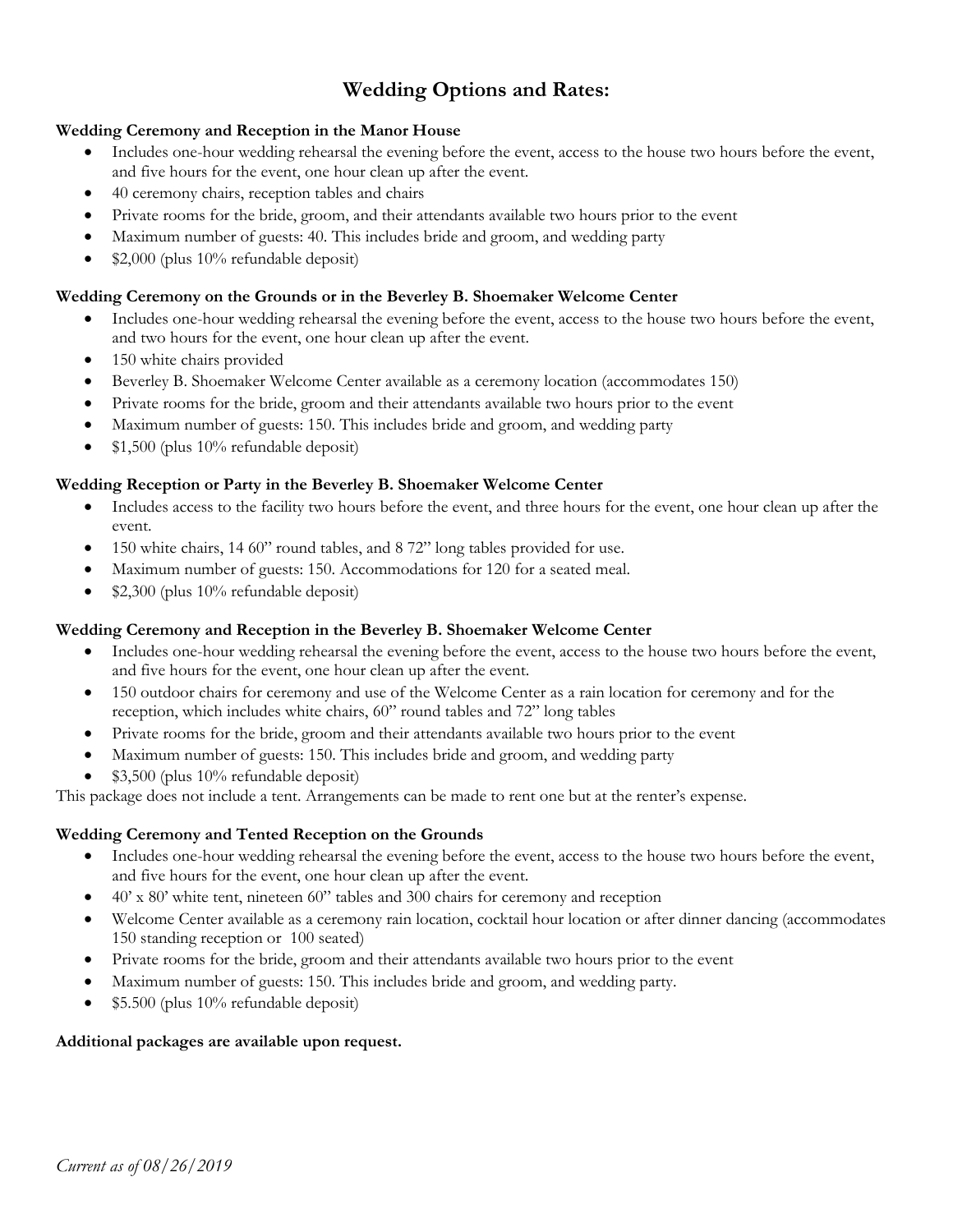# Wedding Options and Rates:

**Wedding Ceremony and Reception in the Manor House**

- Includes one-hour wedding rehearsal the evening before the event, access to the house two hours before the event, and five hours for the event, one hour clean up after the event.
- 40 ceremony chairs, reception tables and chairs
- Private rooms for the bride, groom, and their attendants available two hours prior to the event
- Maximum number of guests: 40. This includes bride and groom, and wedding party
- $2,000 (plus 10% refundable deposit)

**Wedding Ceremony on the Grounds or in the Beverley B. Shoemaker Welcome Center**

- Includes one-hour wedding rehearsal the evening before the event, access to the house two hours before the event, and two hours for the event, one hour clean up after the event.
- 150 white chairs provided
- Beverley B. Shoemaker Welcome Center available as a ceremony location (accommodates 150)
- Private rooms for the bride, groom and their attendants available two hours prior to the event
- Maximum number of guests: 150. This includes bride and groom, and wedding party
- $1,500 (plus 10% refundable deposit)

**Wedding Reception or Party in the Beverley B. Shoemaker Welcome Center**

- Includes access to the facility two hours before the event, and three hours for the event, one hour clean up after the event.
- 150 white chairs, 14 60" round tables, and 8 72" long tables provided for use.
- Maximum number of guests: 150. Accommodations for 120 for a seated meal.
- $2,300 (plus 10% refundable deposit)

**Wedding Ceremony and Reception in the Beverley B. Shoemaker Welcome Center**

- Includes one-hour wedding rehearsal the evening before the event, access to the house two hours before the event, and five hours for the event, one hour clean up after the event.
- 150 outdoor chairs for ceremony and use of the Welcome Center as a rain location for ceremony and for the reception, which includes white chairs, 60" round tables and 72" long tables
- Private rooms for the bride, groom and their attendants available two hours prior to the event
- Maximum number of guests: 150. This includes bride and groom, and wedding party
- $3,500 (plus 10% refundable deposit)

This package does not include a tent. Arrangements can be made to rent one but at the renter's expense.

**Wedding Ceremony and Tented Reception on the Grounds**

- Includes one-hour wedding rehearsal the evening before the event, access to the house two hours before the event, and five hours for the event, one hour clean up after the event.
- 40' x 80' white tent, nineteen 60" tables and 300 chairs for ceremony and reception
- Welcome Center available as a ceremony rain location, cocktail hour location or after dinner dancing (accommodates 150 standing reception or 100 seated)
- Private rooms for the bride, groom and their attendants available two hours prior to the event
- Maximum number of guests: 150. This includes bride and groom, and wedding party.
- $5.500 (plus 10% refundable deposit)

**Additional packages are available upon request.**

*Current as of 08/26/2019*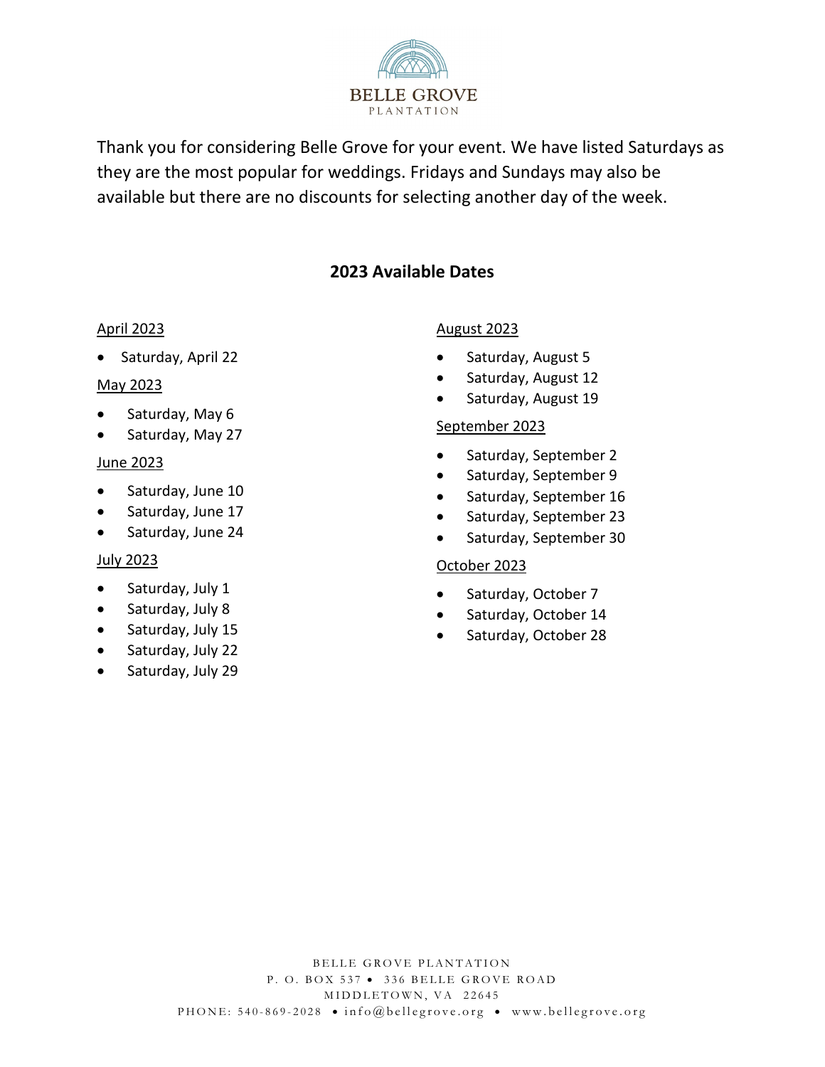BELLE GROVE
PLANTATION

Thank you for considering Belle Grove for your event. We have listed Saturdays as they are the most popular for weddings. Fridays and Sundays may also be available but there are no discounts for selecting another day of the week.

## 2023 Available Dates

April 2023

- Saturday, April 22

May 2023

- Saturday, May 6
- Saturday, May 27

June 2023

- Saturday, June 10
- Saturday, June 17
- Saturday, June 24

July 2023

- Saturday, July 1
- Saturday, July 8
- Saturday, July 15
- Saturday, July 22
- Saturday, July 29

August 2023

- Saturday, August 5
- Saturday, August 12
- Saturday, August 19

September 2023

- Saturday, September 2
- Saturday, September 9
- Saturday, September 16
- Saturday, September 23
- Saturday, September 30

October 2023

- Saturday, October 7
- Saturday, October 14
- Saturday, October 28

BELLE GROVE PLANTATION
P. O. BOX 537 • 336 BELLE GROVE ROAD
MIDDLETOWN, VA 22645
PHONE: 540-869-2028 • info@bellegrove.org • www.bellegrove.org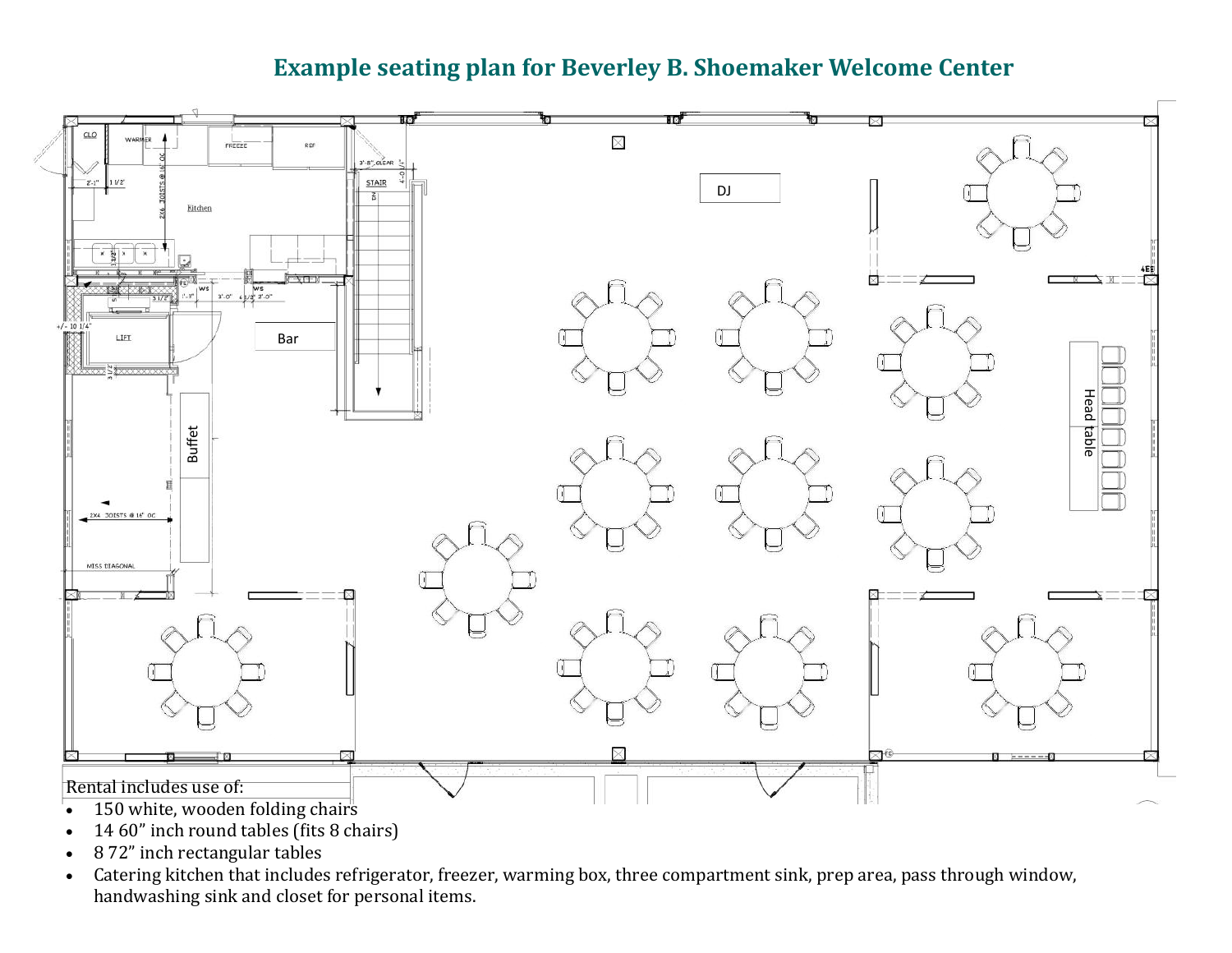## Example seating plan for Beverley B. Shoemaker Welcome Center

Rental includes use of:

- 150 white, wooden folding chairs
- 14 60” inch round tables (fits 8 chairs)
- 8 72” inch rectangular tables
- Catering kitchen that includes refrigerator, freezer, warming box, three compartment sink, prep area, pass through window, handwashing sink and closet for personal items.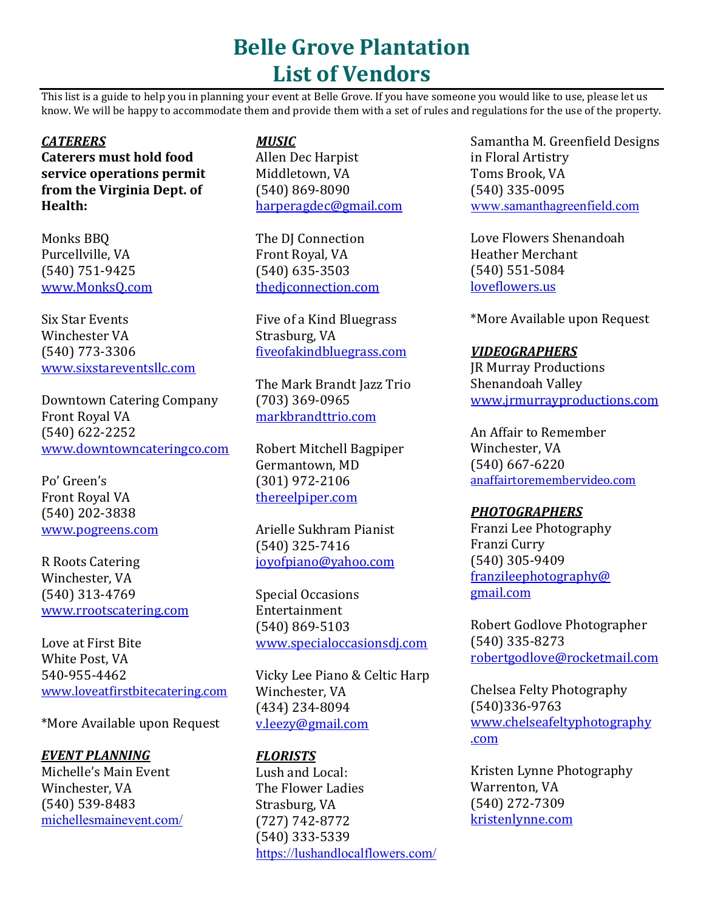# Belle Grove Plantation
# List of Vendors

This list is a guide to help you in planning your event at Belle Grove. If you have someone you would like to use, please let us know. We will be happy to accommodate them and provide them with a set of rules and regulations for the use of the property.

### ***CATERERS***

**Caterers must hold food service operations permit from the Virginia Dept. of Health:**

Monks BBQ
Purcellville, VA
(540) 751-9425
www.MonksQ.com

Six Star Events
Winchester VA
(540) 773-3306
www.sixstareventsllc.com

Downtown Catering Company
Front Royal VA
(540) 622-2252
www.downtowncateringco.com

Po' Green's
Front Royal VA
(540) 202-3838
www.pogreens.com

R Roots Catering
Winchester, VA
(540) 313-4769
www.rrootscatering.com

Love at First Bite
White Post, VA
540-955-4462
www.loveatfirstbitecatering.com

*More Available upon Request

### ***EVENT PLANNING***

Michelle's Main Event
Winchester, VA
(540) 539-8483
michellesmainevent.com/

### ***MUSIC***

Allen Dec Harpist
Middletown, VA
(540) 869-8090
harperagdec@gmail.com

The DJ Connection
Front Royal, VA
(540) 635-3503
thedjconnection.com

Five of a Kind Bluegrass
Strasburg, VA
fiveofakindbluegrass.com

The Mark Brandt Jazz Trio
(703) 369-0965
markbrandttrio.com

Robert Mitchell Bagpiper
Germantown, MD
(301) 972-2106
thereelpiper.com

Arielle Sukhram Pianist
(540) 325-7416
joyofpiano@yahoo.com

Special Occasions Entertainment
(540) 869-5103
www.specialoccasionsdj.com

Vicky Lee Piano & Celtic Harp
Winchester, VA
(434) 234-8094
v.leezy@gmail.com

### ***FLORISTS***

Lush and Local:
The Flower Ladies
Strasburg, VA
(727) 742-8772
(540) 333-5339
https://lushandlocalflowers.com/

Samantha M. Greenfield Designs in Floral Artistry
Toms Brook, VA
(540) 335-0095
www.samanthagreenfield.com

Love Flowers Shenandoah
Heather Merchant
(540) 551-5084
loveflowers.us

*More Available upon Request

### ***VIDEOGRAPHERS***

JR Murray Productions
Shenandoah Valley
www.jrmurrayproductions.com

An Affair to Remember
Winchester, VA
(540) 667-6220
anaffairtoremembervideo.com

### ***PHOTOGRAPHERS***

Franzi Lee Photography
Franzi Curry
(540) 305-9409
franzileephotography@gmail.com

Robert Godlove Photographer
(540) 335-8273
robertgodlove@rocketmail.com

Chelsea Felty Photography
(540)336-9763
www.chelseafeltyphotography.com

Kristen Lynne Photography
Warrenton, VA
(540) 272-7309
kristenlynne.com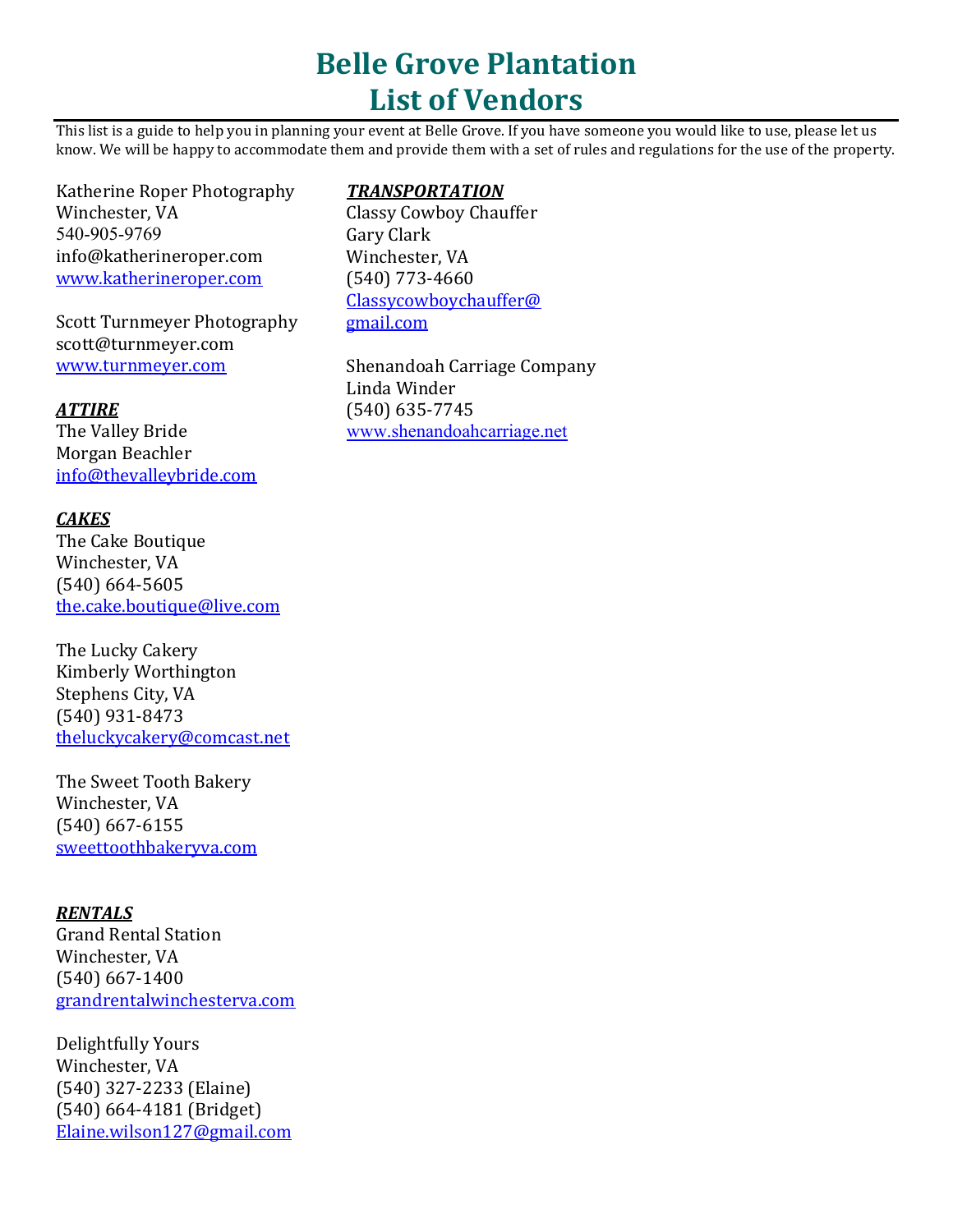# Belle Grove Plantation
# List of Vendors

This list is a guide to help you in planning your event at Belle Grove. If you have someone you would like to use, please let us know. We will be happy to accommodate them and provide them with a set of rules and regulations for the use of the property.

Katherine Roper Photography
Winchester, VA
540-905-9769
info@katherineroper.com
www.katherineroper.com

Scott Turnmeyer Photography
scott@turnmeyer.com
www.turnmeyer.com

***ATTIRE***

The Valley Bride
Morgan Beachler
info@thevalleybride.com

***CAKES***

The Cake Boutique
Winchester, VA
(540) 664-5605
the.cake.boutique@live.com

The Lucky Cakery
Kimberly Worthington
Stephens City, VA
(540) 931-8473
theluckycakery@comcast.net

The Sweet Tooth Bakery
Winchester, VA
(540) 667-6155
sweettoothbakeryva.com

***RENTALS***

Grand Rental Station
Winchester, VA
(540) 667-1400
grandrentalwinchesterva.com

Delightfully Yours
Winchester, VA
(540) 327-2233 (Elaine)
(540) 664-4181 (Bridget)
Elaine.wilson127@gmail.com

***TRANSPORTATION***

Classy Cowboy Chauffer
Gary Clark
Winchester, VA
(540) 773-4660
Classycowboychauffer@gmail.com

Shenandoah Carriage Company
Linda Winder
(540) 635-7745
www.shenandoahcarriage.net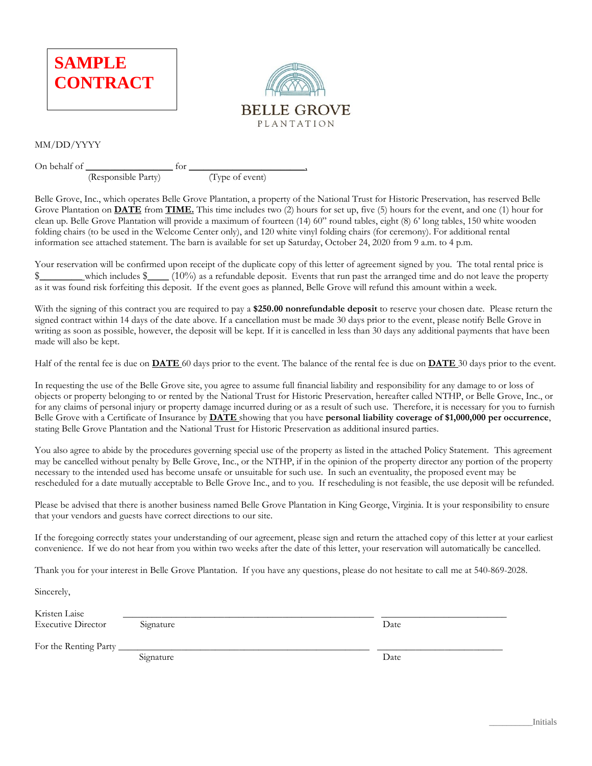**SAMPLE CONTRACT**

BELLE GROVE
PLANTATION

MM/DD/YYYY

On behalf of ________________ for ______________________,
(Responsible Party) (Type of event)

Belle Grove, Inc., which operates Belle Grove Plantation, a property of the National Trust for Historic Preservation, has reserved Belle Grove Plantation on **DATE** from **TIME.** This time includes two (2) hours for set up, five (5) hours for the event, and one (1) hour for clean up. Belle Grove Plantation will provide a maximum of fourteen (14) 60" round tables, eight (8) 6' long tables, 150 white wooden folding chairs (to be used in the Welcome Center only), and 120 white vinyl folding chairs (for ceremony). For additional rental information see attached statement. The barn is available for set up Saturday, October 24, 2020 from 9 a.m. to 4 p.m.

Your reservation will be confirmed upon receipt of the duplicate copy of this letter of agreement signed by you. The total rental price is $_________ which includes $____ (10%) as a refundable deposit. Events that run past the arranged time and do not leave the property as it was found risk forfeiting this deposit. If the event goes as planned, Belle Grove will refund this amount within a week.

With the signing of this contract you are required to pay a **$250.00 nonrefundable deposit** to reserve your chosen date. Please return the signed contract within 14 days of the date above. If a cancellation must be made 30 days prior to the event, please notify Belle Grove in writing as soon as possible, however, the deposit will be kept. If it is cancelled in less than 30 days any additional payments that have been made will also be kept.

Half of the rental fee is due on **DATE** 60 days prior to the event. The balance of the rental fee is due on **DATE** 30 days prior to the event.

In requesting the use of the Belle Grove site, you agree to assume full financial liability and responsibility for any damage to or loss of objects or property belonging to or rented by the National Trust for Historic Preservation, hereafter called NTHP, or Belle Grove, Inc., or for any claims of personal injury or property damage incurred during or as a result of such use. Therefore, it is necessary for you to furnish Belle Grove with a Certificate of Insurance by **DATE** showing that you have **personal liability coverage of $1,000,000 per occurrence**, stating Belle Grove Plantation and the National Trust for Historic Preservation as additional insured parties.

You also agree to abide by the procedures governing special use of the property as listed in the attached Policy Statement. This agreement may be cancelled without penalty by Belle Grove, Inc., or the NTHP, if in the opinion of the property director any portion of the property necessary to the intended used has become unsafe or unsuitable for such use. In such an eventuality, the proposed event may be rescheduled for a date mutually acceptable to Belle Grove Inc., and to you. If rescheduling is not feasible, the use deposit will be refunded.

Please be advised that there is another business named Belle Grove Plantation in King George, Virginia. It is your responsibility to ensure that your vendors and guests have correct directions to our site.

If the foregoing correctly states your understanding of our agreement, please sign and return the attached copy of this letter at your earliest convenience. If we do not hear from you within two weeks after the date of this letter, your reservation will automatically be cancelled.

Thank you for your interest in Belle Grove Plantation. If you have any questions, please do not hesitate to call me at 540-869-2028.

Sincerely,

Kristen Laise
Executive Director ______________________________ ______________
Signature Date

For the Renting Party ______________________________ ______________
Signature Date

_________Initials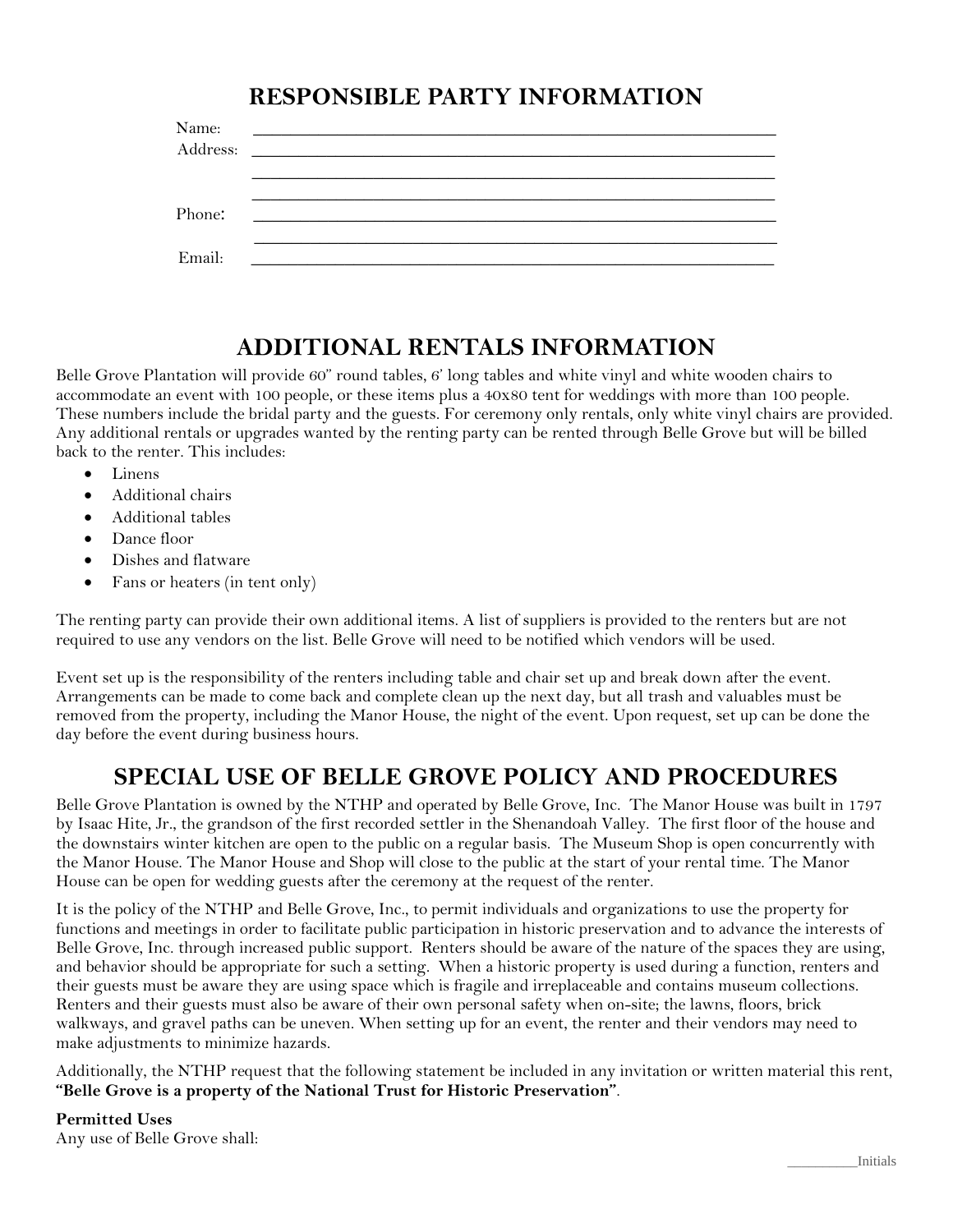## RESPONSIBLE PARTY INFORMATION

Name: ____________________________________________________________

Address: ____________________________________________________________

____________________________________________________________

____________________________________________________________

Phone: ____________________________________________________________

____________________________________________________________

Email: ____________________________________________________________

## ADDITIONAL RENTALS INFORMATION

Belle Grove Plantation will provide 60" round tables, 6' long tables and white vinyl and white wooden chairs to accommodate an event with 100 people, or these items plus a 40x80 tent for weddings with more than 100 people. These numbers include the bridal party and the guests. For ceremony only rentals, only white vinyl chairs are provided. Any additional rentals or upgrades wanted by the renting party can be rented through Belle Grove but will be billed back to the renter. This includes:

- Linens
- Additional chairs
- Additional tables
- Dance floor
- Dishes and flatware
- Fans or heaters (in tent only)

The renting party can provide their own additional items. A list of suppliers is provided to the renters but are not required to use any vendors on the list. Belle Grove will need to be notified which vendors will be used.

Event set up is the responsibility of the renters including table and chair set up and break down after the event. Arrangements can be made to come back and complete clean up the next day, but all trash and valuables must be removed from the property, including the Manor House, the night of the event. Upon request, set up can be done the day before the event during business hours.

## SPECIAL USE OF BELLE GROVE POLICY AND PROCEDURES

Belle Grove Plantation is owned by the NTHP and operated by Belle Grove, Inc. The Manor House was built in 1797 by Isaac Hite, Jr., the grandson of the first recorded settler in the Shenandoah Valley. The first floor of the house and the downstairs winter kitchen are open to the public on a regular basis. The Museum Shop is open concurrently with the Manor House. The Manor House and Shop will close to the public at the start of your rental time. The Manor House can be open for wedding guests after the ceremony at the request of the renter.

It is the policy of the NTHP and Belle Grove, Inc., to permit individuals and organizations to use the property for functions and meetings in order to facilitate public participation in historic preservation and to advance the interests of Belle Grove, Inc. through increased public support. Renters should be aware of the nature of the spaces they are using, and behavior should be appropriate for such a setting. When a historic property is used during a function, renters and their guests must be aware they are using space which is fragile and irreplaceable and contains museum collections. Renters and their guests must also be aware of their own personal safety when on-site; the lawns, floors, brick walkways, and gravel paths can be uneven. When setting up for an event, the renter and their vendors may need to make adjustments to minimize hazards.

Additionally, the NTHP request that the following statement be included in any invitation or written material this rent, **"Belle Grove is a property of the National Trust for Historic Preservation"**.

**Permitted Uses**

Any use of Belle Grove shall:

_________Initials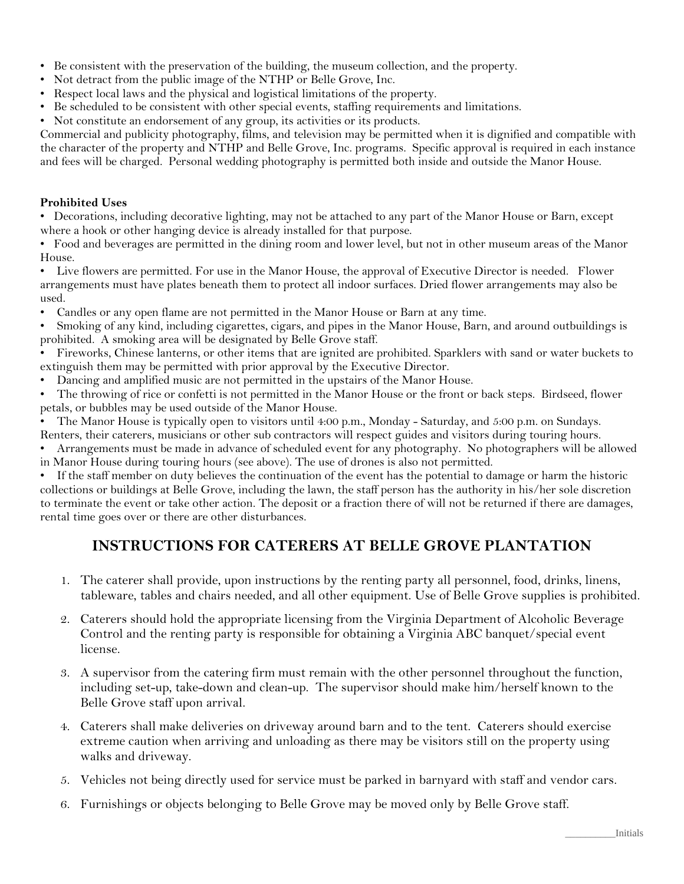- Be consistent with the preservation of the building, the museum collection, and the property.
- Not detract from the public image of the NTHP or Belle Grove, Inc.
- Respect local laws and the physical and logistical limitations of the property.
- Be scheduled to be consistent with other special events, staffing requirements and limitations.
- Not constitute an endorsement of any group, its activities or its products.

Commercial and publicity photography, films, and television may be permitted when it is dignified and compatible with the character of the property and NTHP and Belle Grove, Inc. programs. Specific approval is required in each instance and fees will be charged. Personal wedding photography is permitted both inside and outside the Manor House.

**Prohibited Uses**

- Decorations, including decorative lighting, may not be attached to any part of the Manor House or Barn, except where a hook or other hanging device is already installed for that purpose.
- Food and beverages are permitted in the dining room and lower level, but not in other museum areas of the Manor House.
- Live flowers are permitted. For use in the Manor House, the approval of Executive Director is needed. Flower arrangements must have plates beneath them to protect all indoor surfaces. Dried flower arrangements may also be used.
- Candles or any open flame are not permitted in the Manor House or Barn at any time.
- Smoking of any kind, including cigarettes, cigars, and pipes in the Manor House, Barn, and around outbuildings is prohibited. A smoking area will be designated by Belle Grove staff.
- Fireworks, Chinese lanterns, or other items that are ignited are prohibited. Sparklers with sand or water buckets to extinguish them may be permitted with prior approval by the Executive Director.
- Dancing and amplified music are not permitted in the upstairs of the Manor House.
- The throwing of rice or confetti is not permitted in the Manor House or the front or back steps. Birdseed, flower petals, or bubbles may be used outside of the Manor House.
- The Manor House is typically open to visitors until 4:00 p.m., Monday - Saturday, and 5:00 p.m. on Sundays. Renters, their caterers, musicians or other sub contractors will respect guides and visitors during touring hours.
- Arrangements must be made in advance of scheduled event for any photography. No photographers will be allowed in Manor House during touring hours (see above). The use of drones is also not permitted.
- If the staff member on duty believes the continuation of the event has the potential to damage or harm the historic collections or buildings at Belle Grove, including the lawn, the staff person has the authority in his/her sole discretion to terminate the event or take other action. The deposit or a fraction there of will not be returned if there are damages, rental time goes over or there are other disturbances.

## INSTRUCTIONS FOR CATERERS AT BELLE GROVE PLANTATION

1. The caterer shall provide, upon instructions by the renting party all personnel, food, drinks, linens, tableware, tables and chairs needed, and all other equipment. Use of Belle Grove supplies is prohibited.
2. Caterers should hold the appropriate licensing from the Virginia Department of Alcoholic Beverage Control and the renting party is responsible for obtaining a Virginia ABC banquet/special event license.
3. A supervisor from the catering firm must remain with the other personnel throughout the function, including set-up, take-down and clean-up. The supervisor should make him/herself known to the Belle Grove staff upon arrival.
4. Caterers shall make deliveries on driveway around barn and to the tent. Caterers should exercise extreme caution when arriving and unloading as there may be visitors still on the property using walks and driveway.
5. Vehicles not being directly used for service must be parked in barnyard with staff and vendor cars.
6. Furnishings or objects belonging to Belle Grove may be moved only by Belle Grove staff.

_________Initials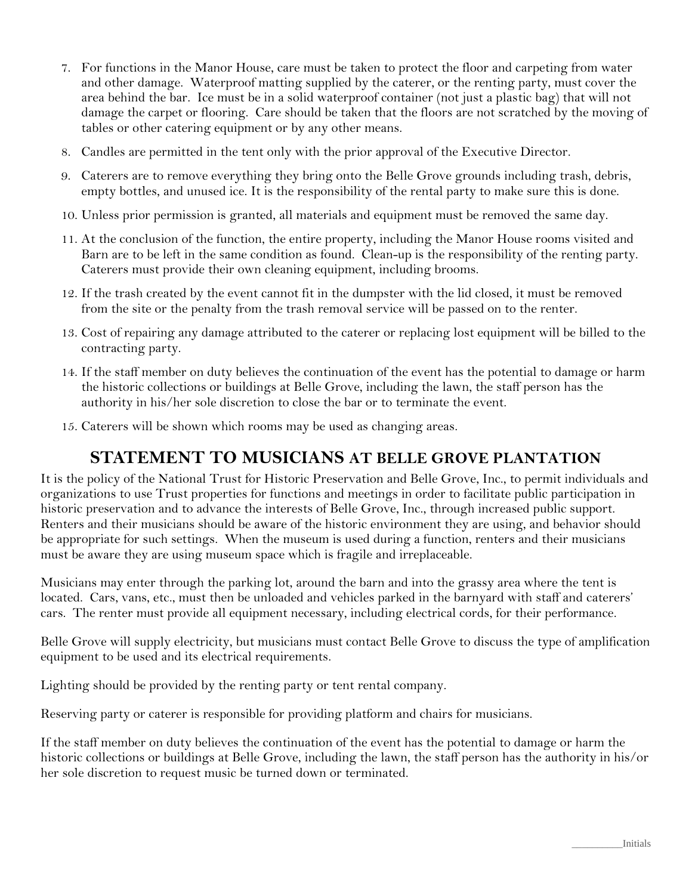7. For functions in the Manor House, care must be taken to protect the floor and carpeting from water and other damage. Waterproof matting supplied by the caterer, or the renting party, must cover the area behind the bar. Ice must be in a solid waterproof container (not just a plastic bag) that will not damage the carpet or flooring. Care should be taken that the floors are not scratched by the moving of tables or other catering equipment or by any other means.
8. Candles are permitted in the tent only with the prior approval of the Executive Director.
9. Caterers are to remove everything they bring onto the Belle Grove grounds including trash, debris, empty bottles, and unused ice. It is the responsibility of the rental party to make sure this is done.
10. Unless prior permission is granted, all materials and equipment must be removed the same day.
11. At the conclusion of the function, the entire property, including the Manor House rooms visited and Barn are to be left in the same condition as found. Clean-up is the responsibility of the renting party. Caterers must provide their own cleaning equipment, including brooms.
12. If the trash created by the event cannot fit in the dumpster with the lid closed, it must be removed from the site or the penalty from the trash removal service will be passed on to the renter.
13. Cost of repairing any damage attributed to the caterer or replacing lost equipment will be billed to the contracting party.
14. If the staff member on duty believes the continuation of the event has the potential to damage or harm the historic collections or buildings at Belle Grove, including the lawn, the staff person has the authority in his/her sole discretion to close the bar or to terminate the event.
15. Caterers will be shown which rooms may be used as changing areas.

## STATEMENT TO MUSICIANS AT BELLE GROVE PLANTATION

It is the policy of the National Trust for Historic Preservation and Belle Grove, Inc., to permit individuals and organizations to use Trust properties for functions and meetings in order to facilitate public participation in historic preservation and to advance the interests of Belle Grove, Inc., through increased public support. Renters and their musicians should be aware of the historic environment they are using, and behavior should be appropriate for such settings. When the museum is used during a function, renters and their musicians must be aware they are using museum space which is fragile and irreplaceable.

Musicians may enter through the parking lot, around the barn and into the grassy area where the tent is located. Cars, vans, etc., must then be unloaded and vehicles parked in the barnyard with staff and caterers' cars. The renter must provide all equipment necessary, including electrical cords, for their performance.

Belle Grove will supply electricity, but musicians must contact Belle Grove to discuss the type of amplification equipment to be used and its electrical requirements.

Lighting should be provided by the renting party or tent rental company.

Reserving party or caterer is responsible for providing platform and chairs for musicians.

If the staff member on duty believes the continuation of the event has the potential to damage or harm the historic collections or buildings at Belle Grove, including the lawn, the staff person has the authority in his/or her sole discretion to request music be turned down or terminated.

_________Initials